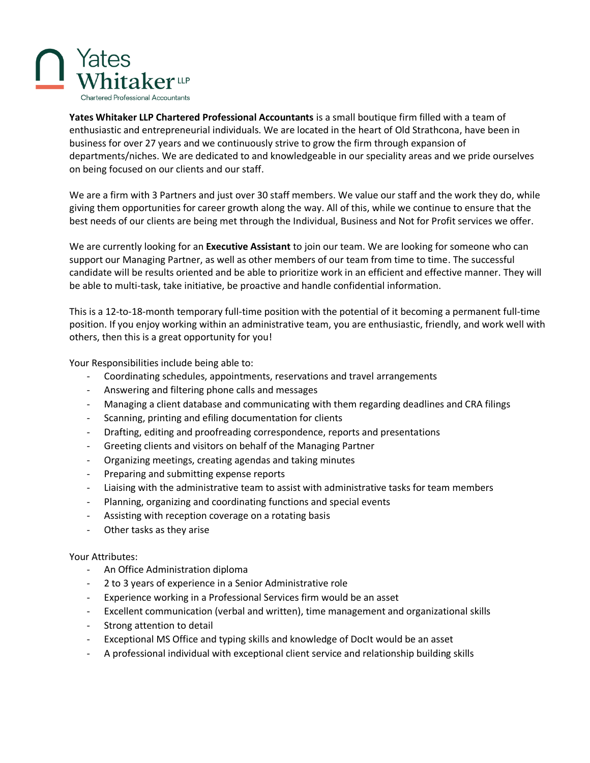Yates Whitaker LLP
Chartered Professional Accountants

**Yates Whitaker LLP Chartered Professional Accountants** is a small boutique firm filled with a team of enthusiastic and entrepreneurial individuals. We are located in the heart of Old Strathcona, have been in business for over 27 years and we continuously strive to grow the firm through expansion of departments/niches. We are dedicated to and knowledgeable in our speciality areas and we pride ourselves on being focused on our clients and our staff.

We are a firm with 3 Partners and just over 30 staff members. We value our staff and the work they do, while giving them opportunities for career growth along the way. All of this, while we continue to ensure that the best needs of our clients are being met through the Individual, Business and Not for Profit services we offer.

We are currently looking for an **Executive Assistant** to join our team. We are looking for someone who can support our Managing Partner, as well as other members of our team from time to time. The successful candidate will be results oriented and be able to prioritize work in an efficient and effective manner. They will be able to multi-task, take initiative, be proactive and handle confidential information.

This is a 12-to-18-month temporary full-time position with the potential of it becoming a permanent full-time position. If you enjoy working within an administrative team, you are enthusiastic, friendly, and work well with others, then this is a great opportunity for you!

Your Responsibilities include being able to:

- Coordinating schedules, appointments, reservations and travel arrangements
- Answering and filtering phone calls and messages
- Managing a client database and communicating with them regarding deadlines and CRA filings
- Scanning, printing and efiling documentation for clients
- Drafting, editing and proofreading correspondence, reports and presentations
- Greeting clients and visitors on behalf of the Managing Partner
- Organizing meetings, creating agendas and taking minutes
- Preparing and submitting expense reports
- Liaising with the administrative team to assist with administrative tasks for team members
- Planning, organizing and coordinating functions and special events
- Assisting with reception coverage on a rotating basis
- Other tasks as they arise

Your Attributes:

- An Office Administration diploma
- 2 to 3 years of experience in a Senior Administrative role
- Experience working in a Professional Services firm would be an asset
- Excellent communication (verbal and written), time management and organizational skills
- Strong attention to detail
- Exceptional MS Office and typing skills and knowledge of DocIt would be an asset
- A professional individual with exceptional client service and relationship building skills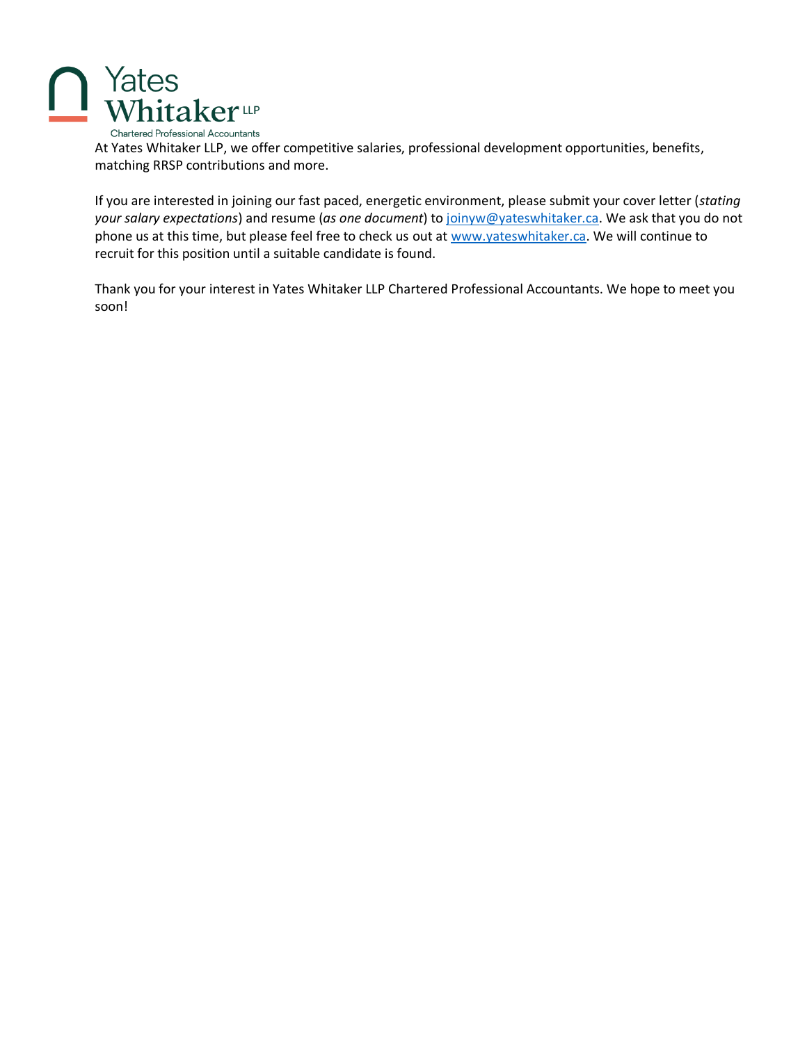At Yates Whitaker LLP, we offer competitive salaries, professional development opportunities, benefits, matching RRSP contributions and more.

If you are interested in joining our fast paced, energetic environment, please submit your cover letter (*stating your salary expectations*) and resume (*as one document*) to [joinyw@yateswhitaker.ca](mailto:joinyw@yateswhitaker.ca). We ask that you do not phone us at this time, but please feel free to check us out at [www.yateswhitaker.ca](http://www.yateswhitaker.ca). We will continue to recruit for this position until a suitable candidate is found.

Thank you for your interest in Yates Whitaker LLP Chartered Professional Accountants. We hope to meet you soon!